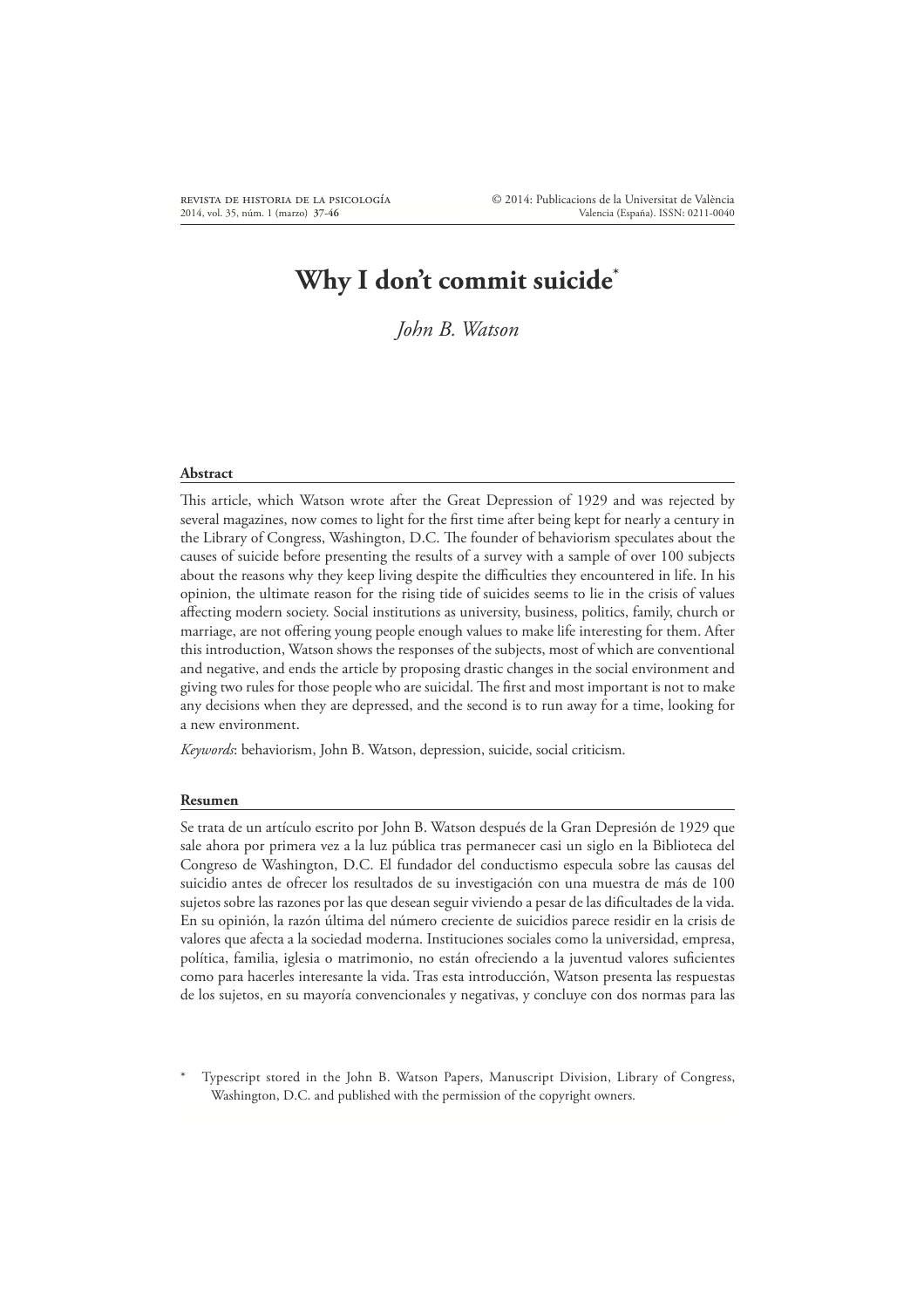# Why I don't commit suicide*

*John B. Watson*

## Abstract

This article, which Watson wrote after the Great Depression of 1929 and was rejected by several magazines, now comes to light for the first time after being kept for nearly a century in the Library of Congress, Washington, D.C. The founder of behaviorism speculates about the causes of suicide before presenting the results of a survey with a sample of over 100 subjects about the reasons why they keep living despite the difficulties they encountered in life. In his opinion, the ultimate reason for the rising tide of suicides seems to lie in the crisis of values affecting modern society. Social institutions as university, business, politics, family, church or marriage, are not offering young people enough values to make life interesting for them. After this introduction, Watson shows the responses of the subjects, most of which are conventional and negative, and ends the article by proposing drastic changes in the social environment and giving two rules for those people who are suicidal. The first and most important is not to make any decisions when they are depressed, and the second is to run away for a time, looking for a new environment.

*Keywords*: behaviorism, John B. Watson, depression, suicide, social criticism.

## Resumen

Se trata de un artículo escrito por John B. Watson después de la Gran Depresión de 1929 que sale ahora por primera vez a la luz pública tras permanecer casi un siglo en la Biblioteca del Congreso de Washington, D.C. El fundador del conductismo especula sobre las causas del suicidio antes de ofrecer los resultados de su investigación con una muestra de más de 100 sujetos sobre las razones por las que desean seguir viviendo a pesar de las dificultades de la vida. En su opinión, la razón última del número creciente de suicidios parece residir en la crisis de valores que afecta a la sociedad moderna. Instituciones sociales como la universidad, empresa, política, familia, iglesia o matrimonio, no están ofreciendo a la juventud valores suficientes como para hacerles interesante la vida. Tras esta introducción, Watson presenta las respuestas de los sujetos, en su mayoría convencionales y negativas, y concluye con dos normas para las

\* Typescript stored in the John B. Watson Papers, Manuscript Division, Library of Congress, Washington, D.C. and published with the permission of the copyright owners.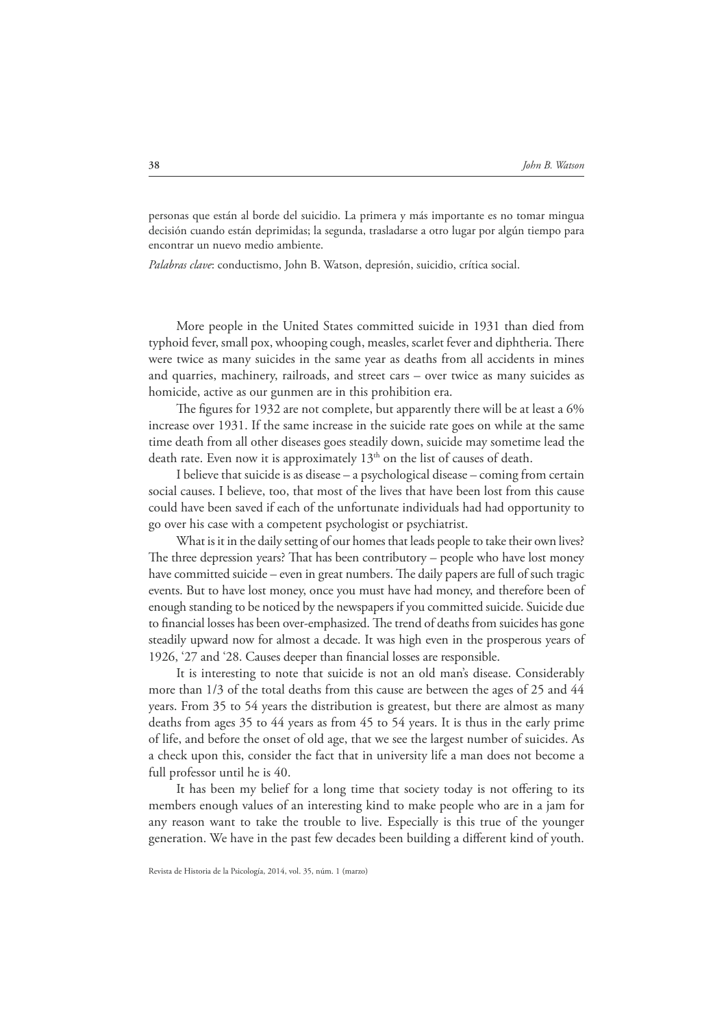personas que están al borde del suicidio. La primera y más importante es no tomar mingua decisión cuando están deprimidas; la segunda, trasladarse a otro lugar por algún tiempo para encontrar un nuevo medio ambiente.

*Palabras clave*: conductismo, John B. Watson, depresión, suicidio, crítica social.

More people in the United States committed suicide in 1931 than died from typhoid fever, small pox, whooping cough, measles, scarlet fever and diphtheria. There were twice as many suicides in the same year as deaths from all accidents in mines and quarries, machinery, railroads, and street cars – over twice as many suicides as homicide, active as our gunmen are in this prohibition era.

The figures for 1932 are not complete, but apparently there will be at least a 6% increase over 1931. If the same increase in the suicide rate goes on while at the same time death from all other diseases goes steadily down, suicide may sometime lead the death rate. Even now it is approximately 13th on the list of causes of death.

I believe that suicide is as disease – a psychological disease – coming from certain social causes. I believe, too, that most of the lives that have been lost from this cause could have been saved if each of the unfortunate individuals had had opportunity to go over his case with a competent psychologist or psychiatrist.

What is it in the daily setting of our homes that leads people to take their own lives? The three depression years? That has been contributory – people who have lost money have committed suicide – even in great numbers. The daily papers are full of such tragic events. But to have lost money, once you must have had money, and therefore been of enough standing to be noticed by the newspapers if you committed suicide. Suicide due to financial losses has been over-emphasized. The trend of deaths from suicides has gone steadily upward now for almost a decade. It was high even in the prosperous years of 1926, '27 and '28. Causes deeper than financial losses are responsible.

It is interesting to note that suicide is not an old man's disease. Considerably more than 1/3 of the total deaths from this cause are between the ages of 25 and 44 years. From 35 to 54 years the distribution is greatest, but there are almost as many deaths from ages 35 to 44 years as from 45 to 54 years. It is thus in the early prime of life, and before the onset of old age, that we see the largest number of suicides. As a check upon this, consider the fact that in university life a man does not become a full professor until he is 40.

It has been my belief for a long time that society today is not offering to its members enough values of an interesting kind to make people who are in a jam for any reason want to take the trouble to live. Especially is this true of the younger generation. We have in the past few decades been building a different kind of youth.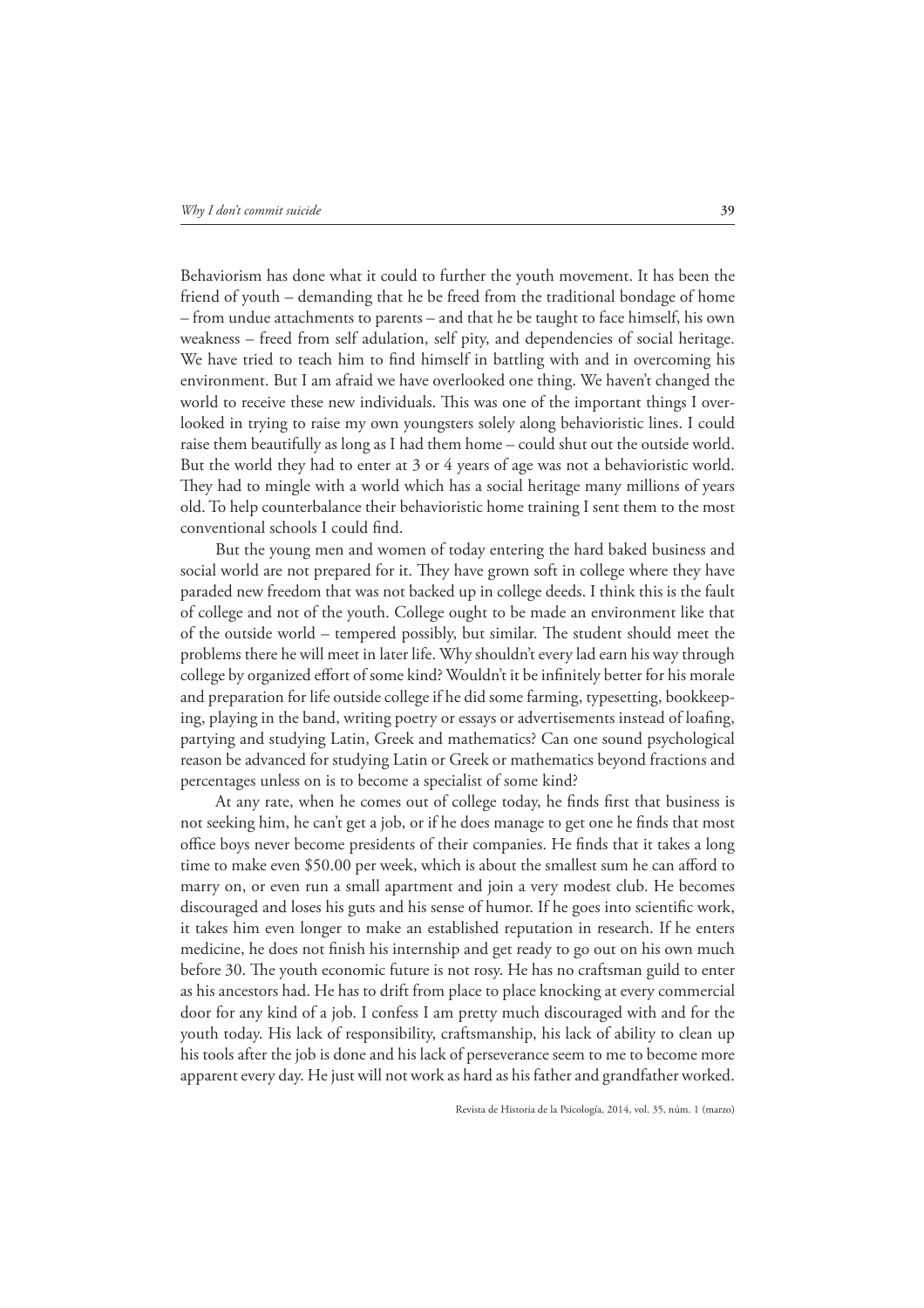Behaviorism has done what it could to further the youth movement. It has been the friend of youth – demanding that he be freed from the traditional bondage of home – from undue attachments to parents – and that he be taught to face himself, his own weakness – freed from self adulation, self pity, and dependencies of social heritage. We have tried to teach him to find himself in battling with and in overcoming his environment. But I am afraid we have overlooked one thing. We haven't changed the world to receive these new individuals. This was one of the important things I overlooked in trying to raise my own youngsters solely along behavioristic lines. I could raise them beautifully as long as I had them home – could shut out the outside world. But the world they had to enter at 3 or 4 years of age was not a behavioristic world. They had to mingle with a world which has a social heritage many millions of years old. To help counterbalance their behavioristic home training I sent them to the most conventional schools I could find.

But the young men and women of today entering the hard baked business and social world are not prepared for it. They have grown soft in college where they have paraded new freedom that was not backed up in college deeds. I think this is the fault of college and not of the youth. College ought to be made an environment like that of the outside world – tempered possibly, but similar. The student should meet the problems there he will meet in later life. Why shouldn't every lad earn his way through college by organized effort of some kind? Wouldn't it be infinitely better for his morale and preparation for life outside college if he did some farming, typesetting, bookkeeping, playing in the band, writing poetry or essays or advertisements instead of loafing, partying and studying Latin, Greek and mathematics? Can one sound psychological reason be advanced for studying Latin or Greek or mathematics beyond fractions and percentages unless on is to become a specialist of some kind?

At any rate, when he comes out of college today, he finds first that business is not seeking him, he can't get a job, or if he does manage to get one he finds that most office boys never become presidents of their companies. He finds that it takes a long time to make even $50.00 per week, which is about the smallest sum he can afford to marry on, or even run a small apartment and join a very modest club. He becomes discouraged and loses his guts and his sense of humor. If he goes into scientific work, it takes him even longer to make an established reputation in research. If he enters medicine, he does not finish his internship and get ready to go out on his own much before 30. The youth economic future is not rosy. He has no craftsman guild to enter as his ancestors had. He has to drift from place to place knocking at every commercial door for any kind of a job. I confess I am pretty much discouraged with and for the youth today. His lack of responsibility, craftsmanship, his lack of ability to clean up his tools after the job is done and his lack of perseverance seem to me to become more apparent every day. He just will not work as hard as his father and grandfather worked.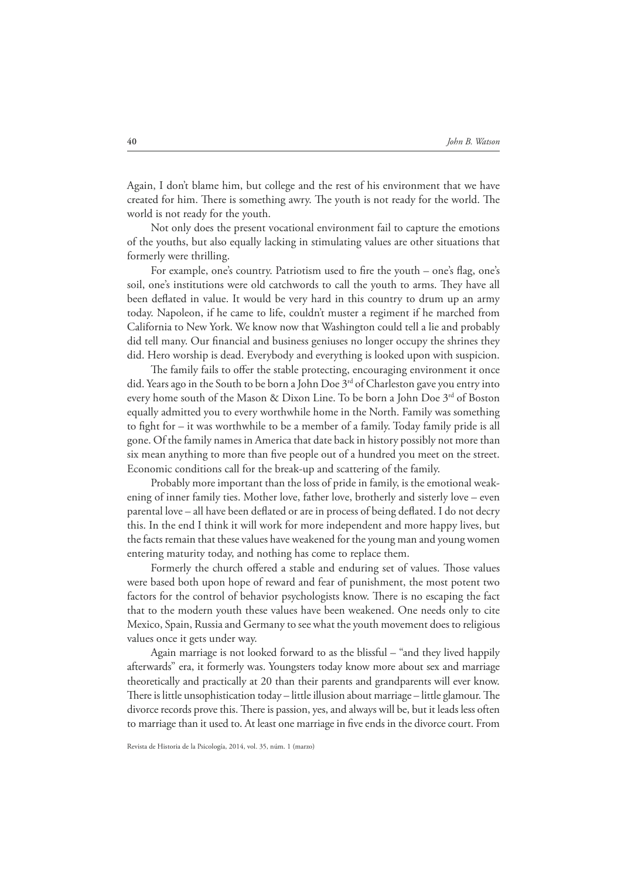Again, I don't blame him, but college and the rest of his environment that we have created for him. There is something awry. The youth is not ready for the world. The world is not ready for the youth.

Not only does the present vocational environment fail to capture the emotions of the youths, but also equally lacking in stimulating values are other situations that formerly were thrilling.

For example, one's country. Patriotism used to fire the youth – one's flag, one's soil, one's institutions were old catchwords to call the youth to arms. They have all been deflated in value. It would be very hard in this country to drum up an army today. Napoleon, if he came to life, couldn't muster a regiment if he marched from California to New York. We know now that Washington could tell a lie and probably did tell many. Our financial and business geniuses no longer occupy the shrines they did. Hero worship is dead. Everybody and everything is looked upon with suspicion.

The family fails to offer the stable protecting, encouraging environment it once did. Years ago in the South to be born a John Doe 3rd of Charleston gave you entry into every home south of the Mason & Dixon Line. To be born a John Doe 3rd of Boston equally admitted you to every worthwhile home in the North. Family was something to fight for – it was worthwhile to be a member of a family. Today family pride is all gone. Of the family names in America that date back in history possibly not more than six mean anything to more than five people out of a hundred you meet on the street. Economic conditions call for the break-up and scattering of the family.

Probably more important than the loss of pride in family, is the emotional weakening of inner family ties. Mother love, father love, brotherly and sisterly love – even parental love – all have been deflated or are in process of being deflated. I do not decry this. In the end I think it will work for more independent and more happy lives, but the facts remain that these values have weakened for the young man and young women entering maturity today, and nothing has come to replace them.

Formerly the church offered a stable and enduring set of values. Those values were based both upon hope of reward and fear of punishment, the most potent two factors for the control of behavior psychologists know. There is no escaping the fact that to the modern youth these values have been weakened. One needs only to cite Mexico, Spain, Russia and Germany to see what the youth movement does to religious values once it gets under way.

Again marriage is not looked forward to as the blissful – "and they lived happily afterwards" era, it formerly was. Youngsters today know more about sex and marriage theoretically and practically at 20 than their parents and grandparents will ever know. There is little unsophistication today – little illusion about marriage – little glamour. The divorce records prove this. There is passion, yes, and always will be, but it leads less often to marriage than it used to. At least one marriage in five ends in the divorce court. From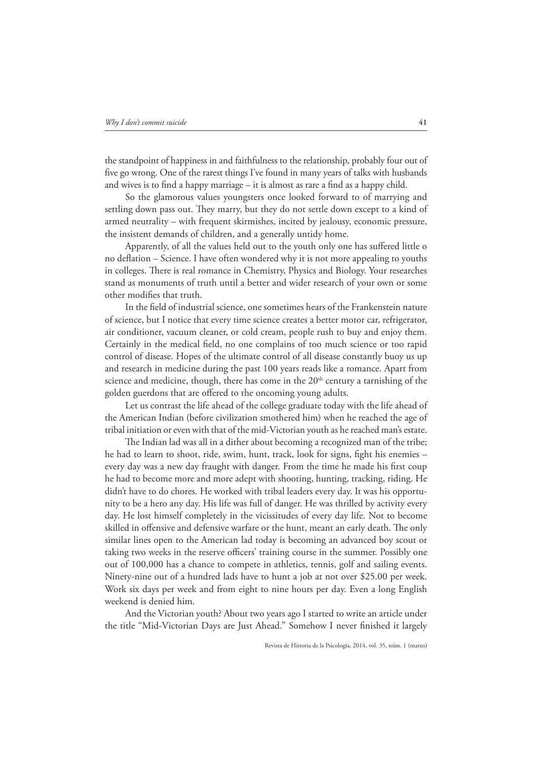the standpoint of happiness in and faithfulness to the relationship, probably four out of five go wrong. One of the rarest things I've found in many years of talks with husbands and wives is to find a happy marriage – it is almost as rare a find as a happy child.

So the glamorous values youngsters once looked forward to of marrying and settling down pass out. They marry, but they do not settle down except to a kind of armed neutrality – with frequent skirmishes, incited by jealousy, economic pressure, the insistent demands of children, and a generally untidy home.

Apparently, of all the values held out to the youth only one has suffered little o no deflation – Science. I have often wondered why it is not more appealing to youths in colleges. There is real romance in Chemistry, Physics and Biology. Your researches stand as monuments of truth until a better and wider research of your own or some other modifies that truth.

In the field of industrial science, one sometimes hears of the Frankenstein nature of science, but I notice that every time science creates a better motor car, refrigerator, air conditioner, vacuum cleaner, or cold cream, people rush to buy and enjoy them. Certainly in the medical field, no one complains of too much science or too rapid control of disease. Hopes of the ultimate control of all disease constantly buoy us up and research in medicine during the past 100 years reads like a romance. Apart from science and medicine, though, there has come in the 20th century a tarnishing of the golden guerdons that are offered to the oncoming young adults.

Let us contrast the life ahead of the college graduate today with the life ahead of the American Indian (before civilization smothered him) when he reached the age of tribal initiation or even with that of the mid-Victorian youth as he reached man's estate.

The Indian lad was all in a dither about becoming a recognized man of the tribe; he had to learn to shoot, ride, swim, hunt, track, look for signs, fight his enemies – every day was a new day fraught with danger. From the time he made his first coup he had to become more and more adept with shooting, hunting, tracking, riding. He didn't have to do chores. He worked with tribal leaders every day. It was his opportunity to be a hero any day. His life was full of danger. He was thrilled by activity every day. He lost himself completely in the vicissitudes of every day life. Not to become skilled in offensive and defensive warfare or the hunt, meant an early death. The only similar lines open to the American lad today is becoming an advanced boy scout or taking two weeks in the reserve officers' training course in the summer. Possibly one out of 100,000 has a chance to compete in athletics, tennis, golf and sailing events. Ninety-nine out of a hundred lads have to hunt a job at not over $25.00 per week. Work six days per week and from eight to nine hours per day. Even a long English weekend is denied him.

And the Victorian youth? About two years ago I started to write an article under the title "Mid-Victorian Days are Just Ahead." Somehow I never finished it largely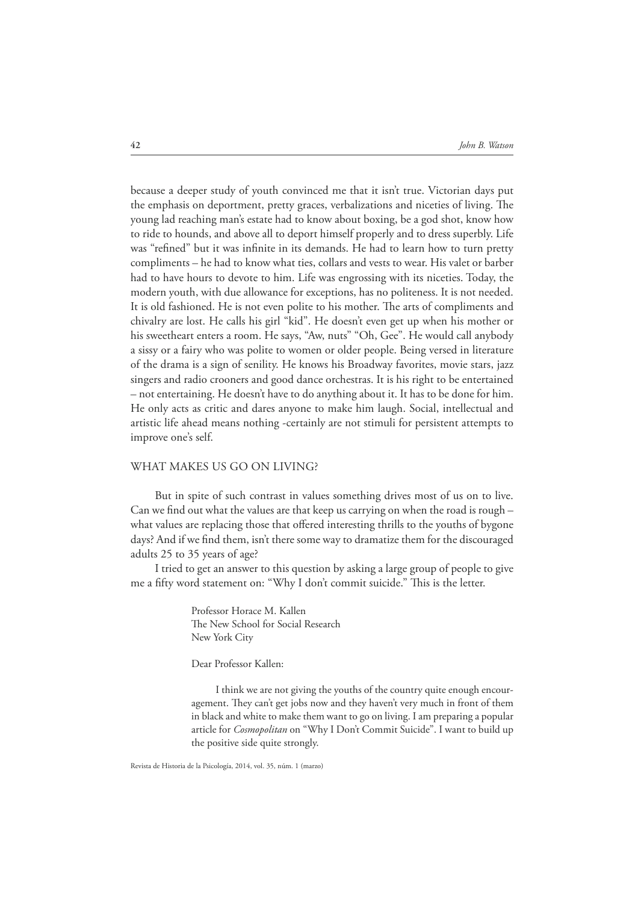because a deeper study of youth convinced me that it isn't true. Victorian days put the emphasis on deportment, pretty graces, verbalizations and niceties of living. The young lad reaching man's estate had to know about boxing, be a god shot, know how to ride to hounds, and above all to deport himself properly and to dress superbly. Life was "refined" but it was infinite in its demands. He had to learn how to turn pretty compliments – he had to know what ties, collars and vests to wear. His valet or barber had to have hours to devote to him. Life was engrossing with its niceties. Today, the modern youth, with due allowance for exceptions, has no politeness. It is not needed. It is old fashioned. He is not even polite to his mother. The arts of compliments and chivalry are lost. He calls his girl "kid". He doesn't even get up when his mother or his sweetheart enters a room. He says, "Aw, nuts" "Oh, Gee". He would call anybody a sissy or a fairy who was polite to women or older people. Being versed in literature of the drama is a sign of senility. He knows his Broadway favorites, movie stars, jazz singers and radio crooners and good dance orchestras. It is his right to be entertained – not entertaining. He doesn't have to do anything about it. It has to be done for him. He only acts as critic and dares anyone to make him laugh. Social, intellectual and artistic life ahead means nothing -certainly are not stimuli for persistent attempts to improve one's self.

## WHAT MAKES US GO ON LIVING?

But in spite of such contrast in values something drives most of us on to live. Can we find out what the values are that keep us carrying on when the road is rough – what values are replacing those that offered interesting thrills to the youths of bygone days? And if we find them, isn't there some way to dramatize them for the discouraged adults 25 to 35 years of age?

I tried to get an answer to this question by asking a large group of people to give me a fifty word statement on: "Why I don't commit suicide." This is the letter.

> Professor Horace M. Kallen
> The New School for Social Research
> New York City
>
> Dear Professor Kallen:
>
> I think we are not giving the youths of the country quite enough encouragement. They can't get jobs now and they haven't very much in front of them in black and white to make them want to go on living. I am preparing a popular article for *Cosmopolitan* on "Why I Don't Commit Suicide". I want to build up the positive side quite strongly.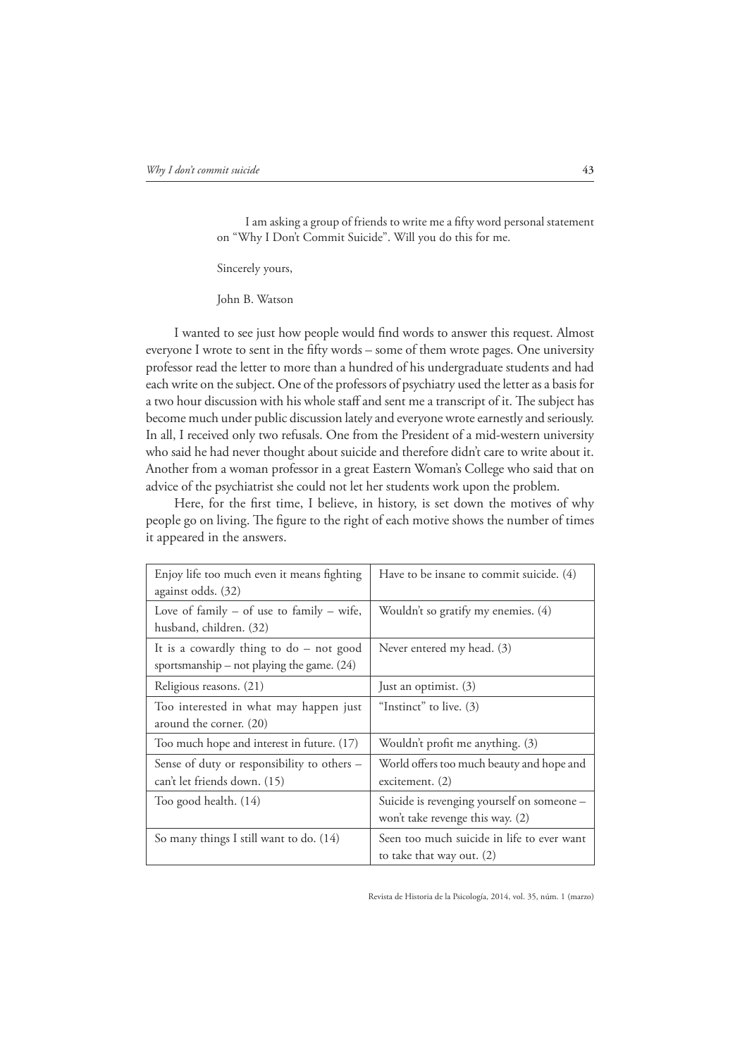I am asking a group of friends to write me a fifty word personal statement on "Why I Don't Commit Suicide". Will you do this for me.

Sincerely yours,

John B. Watson

I wanted to see just how people would find words to answer this request. Almost everyone I wrote to sent in the fifty words – some of them wrote pages. One university professor read the letter to more than a hundred of his undergraduate students and had each write on the subject. One of the professors of psychiatry used the letter as a basis for a two hour discussion with his whole staff and sent me a transcript of it. The subject has become much under public discussion lately and everyone wrote earnestly and seriously. In all, I received only two refusals. One from the President of a mid-western university who said he had never thought about suicide and therefore didn't care to write about it. Another from a woman professor in a great Eastern Woman's College who said that on advice of the psychiatrist she could not let her students work upon the problem.

Here, for the first time, I believe, in history, is set down the motives of why people go on living. The figure to the right of each motive shows the number of times it appeared in the answers.

| | |
|---|---|
| Enjoy life too much even it means fighting against odds. (32) | Have to be insane to commit suicide. (4) |
| Love of family – of use to family – wife, husband, children. (32) | Wouldn't so gratify my enemies. (4) |
| It is a cowardly thing to do – not good sportsmanship – not playing the game. (24) | Never entered my head. (3) |
| Religious reasons. (21) | Just an optimist. (3) |
| Too interested in what may happen just around the corner. (20) | "Instinct" to live. (3) |
| Too much hope and interest in future. (17) | Wouldn't profit me anything. (3) |
| Sense of duty or responsibility to others – can't let friends down. (15) | World offers too much beauty and hope and excitement. (2) |
| Too good health. (14) | Suicide is revenging yourself on someone – won't take revenge this way. (2) |
| So many things I still want to do. (14) | Seen too much suicide in life to ever want to take that way out. (2) |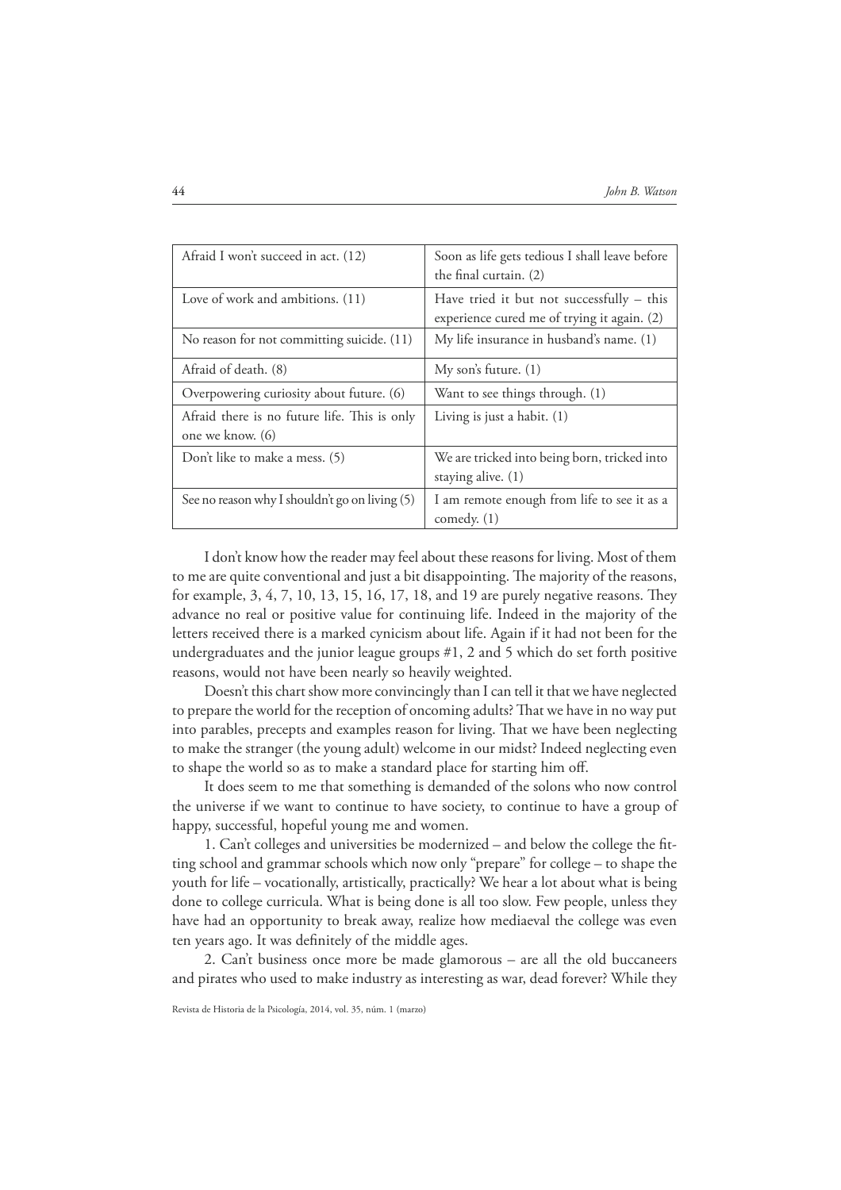| | |
|---|---|
| Afraid I won't succeed in act. (12) | Soon as life gets tedious I shall leave before the final curtain. (2) |
| Love of work and ambitions. (11) | Have tried it but not successfully – this experience cured me of trying it again. (2) |
| No reason for not committing suicide. (11) | My life insurance in husband's name. (1) |
| Afraid of death. (8) | My son's future. (1) |
| Overpowering curiosity about future. (6) | Want to see things through. (1) |
| Afraid there is no future life. This is only one we know. (6) | Living is just a habit. (1) |
| Don't like to make a mess. (5) | We are tricked into being born, tricked into staying alive. (1) |
| See no reason why I shouldn't go on living (5) | I am remote enough from life to see it as a comedy. (1) |

I don't know how the reader may feel about these reasons for living. Most of them to me are quite conventional and just a bit disappointing. The majority of the reasons, for example, 3, 4, 7, 10, 13, 15, 16, 17, 18, and 19 are purely negative reasons. They advance no real or positive value for continuing life. Indeed in the majority of the letters received there is a marked cynicism about life. Again if it had not been for the undergraduates and the junior league groups #1, 2 and 5 which do set forth positive reasons, would not have been nearly so heavily weighted.

Doesn't this chart show more convincingly than I can tell it that we have neglected to prepare the world for the reception of oncoming adults? That we have in no way put into parables, precepts and examples reason for living. That we have been neglecting to make the stranger (the young adult) welcome in our midst? Indeed neglecting even to shape the world so as to make a standard place for starting him off.

It does seem to me that something is demanded of the solons who now control the universe if we want to continue to have society, to continue to have a group of happy, successful, hopeful young me and women.

1. Can't colleges and universities be modernized – and below the college the fitting school and grammar schools which now only "prepare" for college – to shape the youth for life – vocationally, artistically, practically? We hear a lot about what is being done to college curricula. What is being done is all too slow. Few people, unless they have had an opportunity to break away, realize how mediaeval the college was even ten years ago. It was definitely of the middle ages.

2. Can't business once more be made glamorous – are all the old buccaneers and pirates who used to make industry as interesting as war, dead forever? While they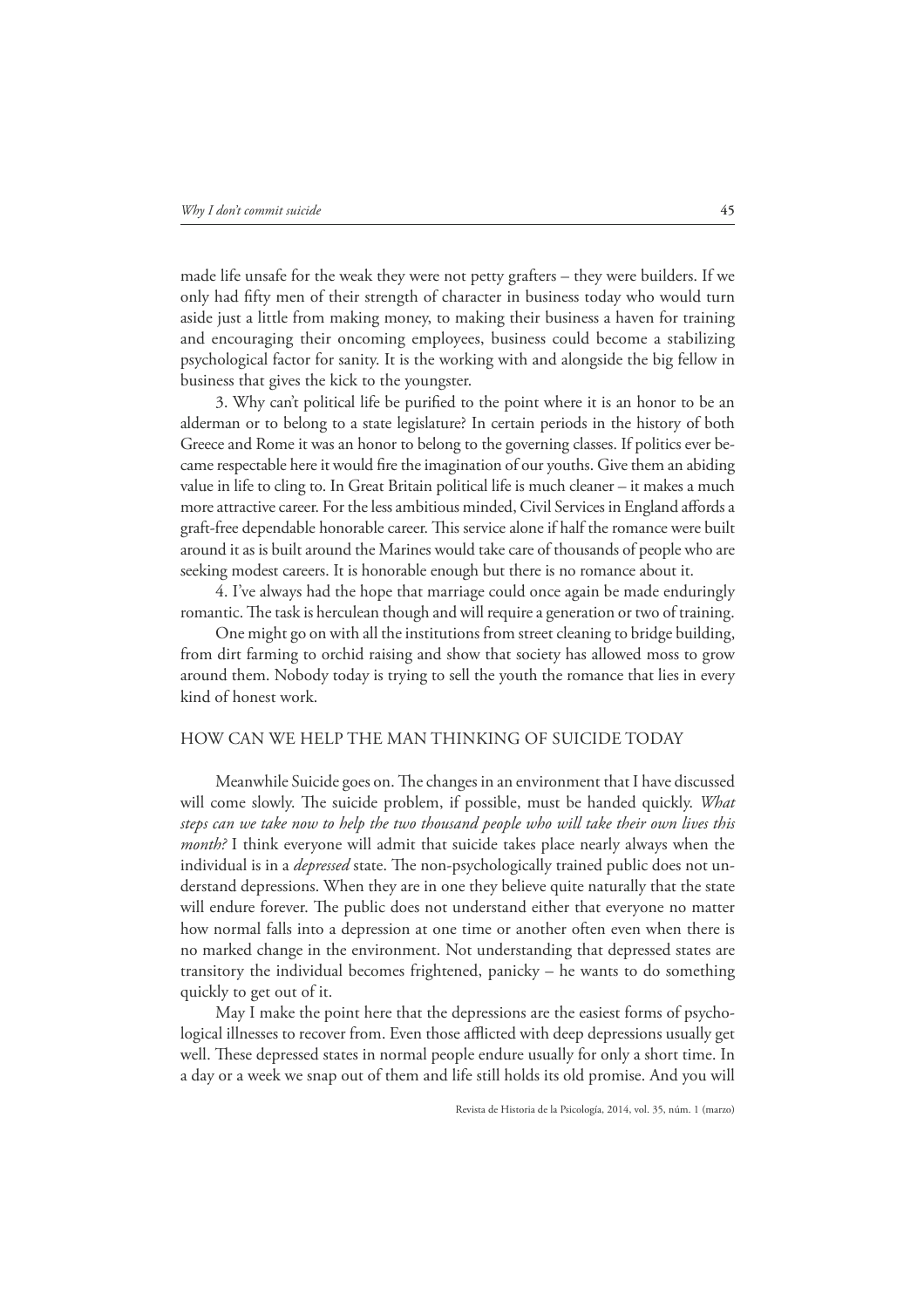made life unsafe for the weak they were not petty grafters – they were builders. If we only had fifty men of their strength of character in business today who would turn aside just a little from making money, to making their business a haven for training and encouraging their oncoming employees, business could become a stabilizing psychological factor for sanity. It is the working with and alongside the big fellow in business that gives the kick to the youngster.

3. Why can't political life be purified to the point where it is an honor to be an alderman or to belong to a state legislature? In certain periods in the history of both Greece and Rome it was an honor to belong to the governing classes. If politics ever became respectable here it would fire the imagination of our youths. Give them an abiding value in life to cling to. In Great Britain political life is much cleaner – it makes a much more attractive career. For the less ambitious minded, Civil Services in England affords a graft-free dependable honorable career. This service alone if half the romance were built around it as is built around the Marines would take care of thousands of people who are seeking modest careers. It is honorable enough but there is no romance about it.

4. I've always had the hope that marriage could once again be made enduringly romantic. The task is herculean though and will require a generation or two of training.

One might go on with all the institutions from street cleaning to bridge building, from dirt farming to orchid raising and show that society has allowed moss to grow around them. Nobody today is trying to sell the youth the romance that lies in every kind of honest work.

## HOW CAN WE HELP THE MAN THINKING OF SUICIDE TODAY

Meanwhile Suicide goes on. The changes in an environment that I have discussed will come slowly. The suicide problem, if possible, must be handed quickly. *What steps can we take now to help the two thousand people who will take their own lives this month?* I think everyone will admit that suicide takes place nearly always when the individual is in a *depressed* state. The non-psychologically trained public does not understand depressions. When they are in one they believe quite naturally that the state will endure forever. The public does not understand either that everyone no matter how normal falls into a depression at one time or another often even when there is no marked change in the environment. Not understanding that depressed states are transitory the individual becomes frightened, panicky – he wants to do something quickly to get out of it.

May I make the point here that the depressions are the easiest forms of psychological illnesses to recover from. Even those afflicted with deep depressions usually get well. These depressed states in normal people endure usually for only a short time. In a day or a week we snap out of them and life still holds its old promise. And you will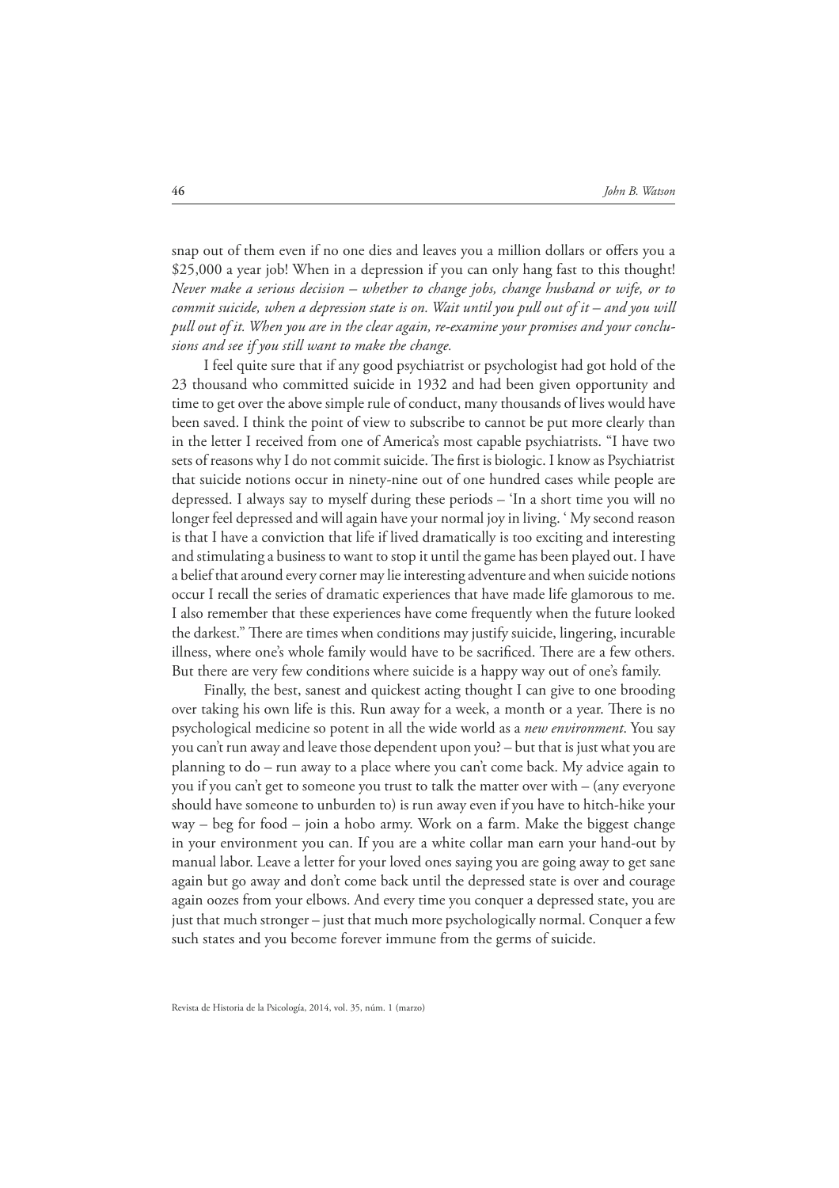snap out of them even if no one dies and leaves you a million dollars or offers you a $25,000 a year job! When in a depression if you can only hang fast to this thought! *Never make a serious decision – whether to change jobs, change husband or wife, or to commit suicide, when a depression state is on. Wait until you pull out of it – and you will pull out of it. When you are in the clear again, re-examine your promises and your conclusions and see if you still want to make the change.*

I feel quite sure that if any good psychiatrist or psychologist had got hold of the 23 thousand who committed suicide in 1932 and had been given opportunity and time to get over the above simple rule of conduct, many thousands of lives would have been saved. I think the point of view to subscribe to cannot be put more clearly than in the letter I received from one of America's most capable psychiatrists. "I have two sets of reasons why I do not commit suicide. The first is biologic. I know as Psychiatrist that suicide notions occur in ninety-nine out of one hundred cases while people are depressed. I always say to myself during these periods – 'In a short time you will no longer feel depressed and will again have your normal joy in living. ' My second reason is that I have a conviction that life if lived dramatically is too exciting and interesting and stimulating a business to want to stop it until the game has been played out. I have a belief that around every corner may lie interesting adventure and when suicide notions occur I recall the series of dramatic experiences that have made life glamorous to me. I also remember that these experiences have come frequently when the future looked the darkest." There are times when conditions may justify suicide, lingering, incurable illness, where one's whole family would have to be sacrificed. There are a few others. But there are very few conditions where suicide is a happy way out of one's family.

Finally, the best, sanest and quickest acting thought I can give to one brooding over taking his own life is this. Run away for a week, a month or a year. There is no psychological medicine so potent in all the wide world as a *new environment*. You say you can't run away and leave those dependent upon you? – but that is just what you are planning to do – run away to a place where you can't come back. My advice again to you if you can't get to someone you trust to talk the matter over with – (any everyone should have someone to unburden to) is run away even if you have to hitch-hike your way – beg for food – join a hobo army. Work on a farm. Make the biggest change in your environment you can. If you are a white collar man earn your hand-out by manual labor. Leave a letter for your loved ones saying you are going away to get sane again but go away and don't come back until the depressed state is over and courage again oozes from your elbows. And every time you conquer a depressed state, you are just that much stronger – just that much more psychologically normal. Conquer a few such states and you become forever immune from the germs of suicide.